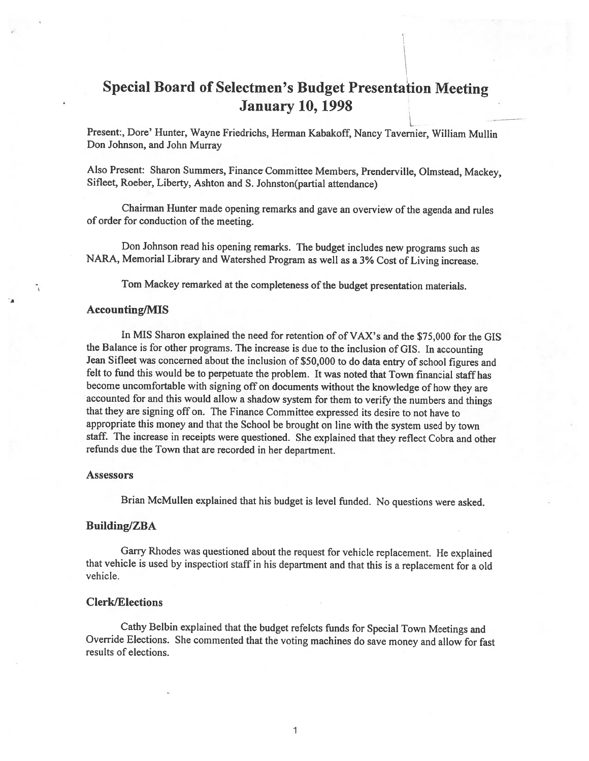# Special Board of Selectmen's Budget Presentation Meeting
## January 10, 1998

Present:, Dore' Hunter, Wayne Friedrichs, Herman Kabakoff, Nancy Tavernier, William Mullin Don Johnson, and John Murray

Also Present: Sharon Summers, Finance Committee Members, Prenderville, Olmstead, Mackey, Sifleet, Roeber, Liberty, Ashton and S. Johnston(partial attendance)

Chairman Hunter made opening remarks and gave an overview of the agenda and rules of order for conduction of the meeting.

Don Johnson read his opening remarks. The budget includes new programs such as NARA, Memorial Library and Watershed Program as well as a 3% Cost of Living increase.

Tom Mackey remarked at the completeness of the budget presentation materials.

### Accounting/MIS

In MIS Sharon explained the need for retention of of VAX's and the $75,000 for the GIS the Balance is for other programs. The increase is due to the inclusion of GIS. In accounting Jean Sifleet was concerned about the inclusion of $50,000 to do data entry of school figures and felt to fund this would be to perpetuate the problem. It was noted that Town financial staff has become uncomfortable with signing off on documents without the knowledge of how they are accounted for and this would allow a shadow system for them to verify the numbers and things that they are signing off on. The Finance Committee expressed its desire to not have to appropriate this money and that the School be brought on line with the system used by town staff. The increase in receipts were questioned. She explained that they reflect Cobra and other refunds due the Town that are recorded in her department.

### Assessors

Brian McMullen explained that his budget is level funded. No questions were asked.

### Building/ZBA

Garry Rhodes was questioned about the request for vehicle replacement. He explained that vehicle is used by inspection staff in his department and that this is a replacement for a old vehicle.

### Clerk/Elections

Cathy Belbin explained that the budget refelcts funds for Special Town Meetings and Override Elections. She commented that the voting machines do save money and allow for fast results of elections.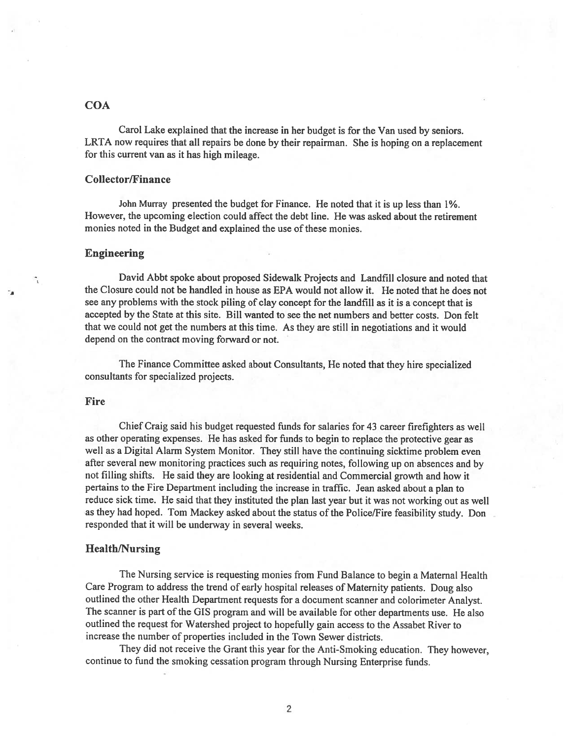## COA

Carol Lake explained that the increase in her budget is for the Van used by seniors. LRTA now requires that all repairs be done by their repairman. She is hoping on a replacement for this current van as it has high mileage.

## Collector/Finance

John Murray presented the budget for Finance. He noted that it is up less than 1%. However, the upcoming election could affect the debt line. He was asked about the retirement monies noted in the Budget and explained the use of these monies.

## Engineering

David Abbt spoke about proposed Sidewalk Projects and Landfill closure and noted that the Closure could not be handled in house as EPA would not allow it. He noted that he does not see any problems with the stock piling of clay concept for the landfill as it is a concept that is accepted by the State at this site. Bill wanted to see the net numbers and better costs. Don felt that we could not get the numbers at this time. As they are still in negotiations and it would depend on the contract moving forward or not.

The Finance Committee asked about Consultants, He noted that they hire specialized consultants for specialized projects.

## Fire

Chief Craig said his budget requested funds for salaries for 43 career firefighters as well as other operating expenses. He has asked for funds to begin to replace the protective gear as well as a Digital Alarm System Monitor. They still have the continuing sicktime problem even after several new monitoring practices such as requiring notes, following up on absences and by not filling shifts. He said they are looking at residential and Commercial growth and how it pertains to the Fire Department including the increase in traffic. Jean asked about a plan to reduce sick time. He said that they instituted the plan last year but it was not working out as well as they had hoped. Tom Mackey asked about the status of the Police/Fire feasibility study. Don responded that it will be underway in several weeks.

## Health/Nursing

The Nursing service is requesting monies from Fund Balance to begin a Maternal Health Care Program to address the trend of early hospital releases of Maternity patients. Doug also outlined the other Health Department requests for a document scanner and colorimeter Analyst. The scanner is part of the GIS program and will be available for other departments use. He also outlined the request for Watershed project to hopefully gain access to the Assabet River to increase the number of properties included in the Town Sewer districts.

They did not receive the Grant this year for the Anti-Smoking education. They however, continue to fund the smoking cessation program through Nursing Enterprise funds.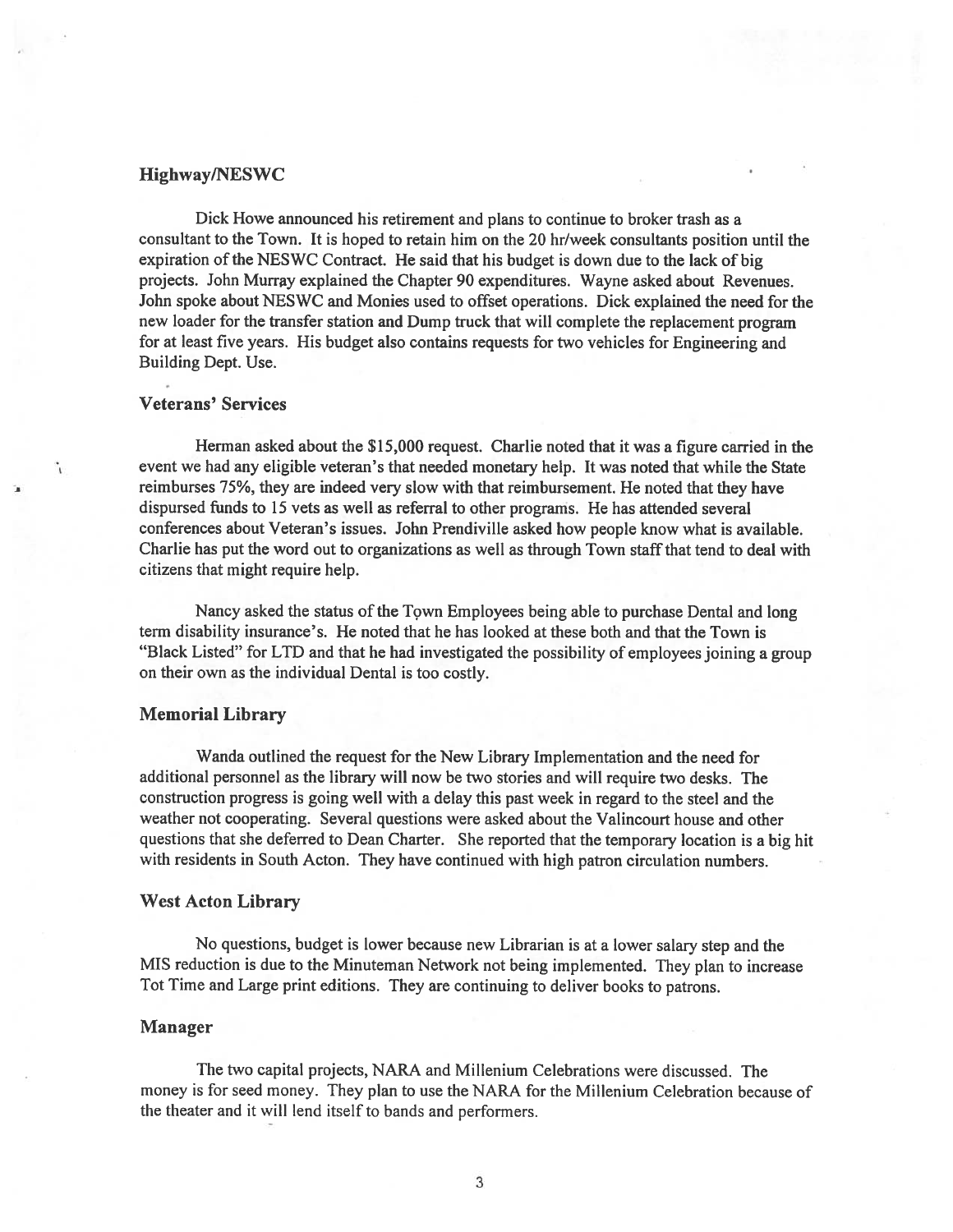### Highway/NESWC

Dick Howe announced his retirement and plans to continue to broker trash as a consultant to the Town. It is hoped to retain him on the 20 hr/week consultants position until the expiration of the NESWC Contract. He said that his budget is down due to the lack of big projects. John Murray explained the Chapter 90 expenditures. Wayne asked about Revenues. John spoke about NESWC and Monies used to offset operations. Dick explained the need for the new loader for the transfer station and Dump truck that will complete the replacement program for at least five years. His budget also contains requests for two vehicles for Engineering and Building Dept. Use.

### Veterans' Services

Herman asked about the $15,000 request. Charlie noted that it was a figure carried in the event we had any eligible veteran's that needed monetary help. It was noted that while the State reimburses 75%, they are indeed very slow with that reimbursement. He noted that they have dispursed funds to 15 vets as well as referral to other programs. He has attended several conferences about Veteran's issues. John Prendiville asked how people know what is available. Charlie has put the word out to organizations as well as through Town staff that tend to deal with citizens that might require help.

Nancy asked the status of the Town Employees being able to purchase Dental and long term disability insurance's. He noted that he has looked at these both and that the Town is "Black Listed" for LTD and that he had investigated the possibility of employees joining a group on their own as the individual Dental is too costly.

### Memorial Library

Wanda outlined the request for the New Library Implementation and the need for additional personnel as the library will now be two stories and will require two desks. The construction progress is going well with a delay this past week in regard to the steel and the weather not cooperating. Several questions were asked about the Valincourt house and other questions that she deferred to Dean Charter. She reported that the temporary location is a big hit with residents in South Acton. They have continued with high patron circulation numbers.

### West Acton Library

No questions, budget is lower because new Librarian is at a lower salary step and the MIS reduction is due to the Minuteman Network not being implemented. They plan to increase Tot Time and Large print editions. They are continuing to deliver books to patrons.

### Manager

The two capital projects, NARA and Millenium Celebrations were discussed. The money is for seed money. They plan to use the NARA for the Millenium Celebration because of the theater and it will lend itself to bands and performers.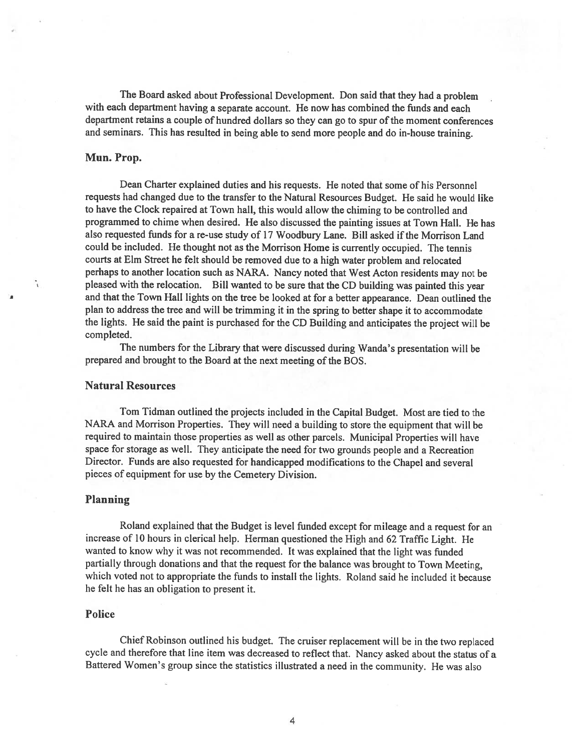The Board asked about Professional Development. Don said that they had a problem with each department having a separate account. He now has combined the funds and each department retains a couple of hundred dollars so they can go to spur of the moment conferences and seminars. This has resulted in being able to send more people and do in-house training.

## Mun. Prop.

Dean Charter explained duties and his requests. He noted that some of his Personnel requests had changed due to the transfer to the Natural Resources Budget. He said he would like to have the Clock repaired at Town hall, this would allow the chiming to be controlled and programmed to chime when desired. He also discussed the painting issues at Town Hall. He has also requested funds for a re-use study of 17 Woodbury Lane. Bill asked if the Morrison Land could be included. He thought not as the Morrison Home is currently occupied. The tennis courts at Elm Street he felt should be removed due to a high water problem and relocated perhaps to another location such as NARA. Nancy noted that West Acton residents may not be pleased with the relocation. Bill wanted to be sure that the CD building was painted this year and that the Town Hall lights on the tree be looked at for a better appearance. Dean outlined the plan to address the tree and will be trimming it in the spring to better shape it to accommodate the lights. He said the paint is purchased for the CD Building and anticipates the project will be completed.

The numbers for the Library that were discussed during Wanda's presentation will be prepared and brought to the Board at the next meeting of the BOS.

## Natural Resources

Tom Tidman outlined the projects included in the Capital Budget. Most are tied to the NARA and Morrison Properties. They will need a building to store the equipment that will be required to maintain those properties as well as other parcels. Municipal Properties will have space for storage as well. They anticipate the need for two grounds people and a Recreation Director. Funds are also requested for handicapped modifications to the Chapel and several pieces of equipment for use by the Cemetery Division.

## Planning

Roland explained that the Budget is level funded except for mileage and a request for an increase of 10 hours in clerical help. Herman questioned the High and 62 Traffic Light. He wanted to know why it was not recommended. It was explained that the light was funded partially through donations and that the request for the balance was brought to Town Meeting, which voted not to appropriate the funds to install the lights. Roland said he included it because he felt he has an obligation to present it.

## Police

Chief Robinson outlined his budget. The cruiser replacement will be in the two replaced cycle and therefore that line item was decreased to reflect that. Nancy asked about the status of a Battered Women's group since the statistics illustrated a need in the community. He was also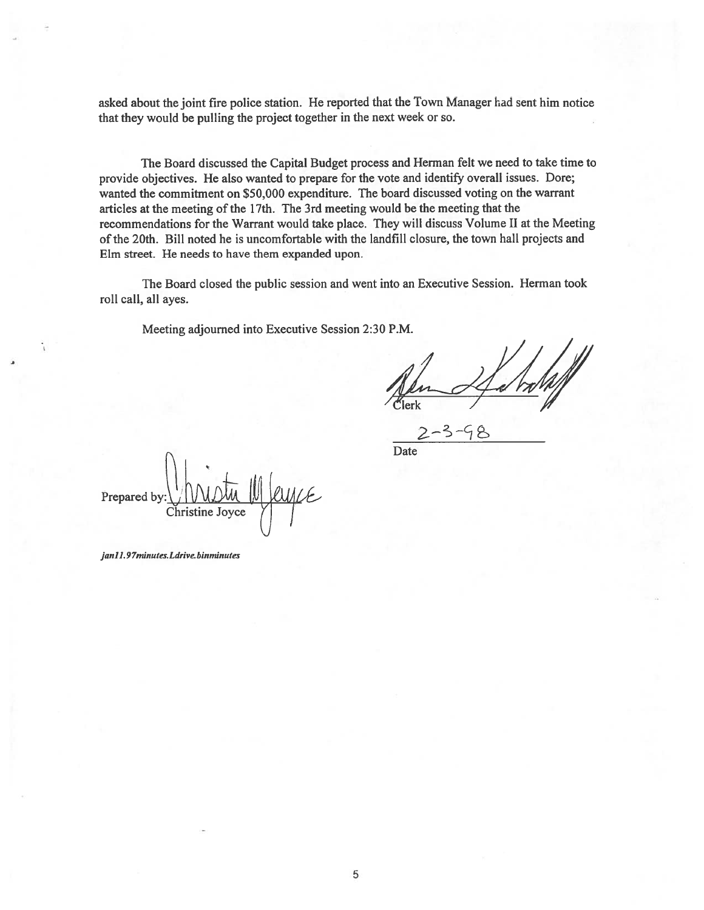asked about the joint fire police station. He reported that the Town Manager had sent him notice that they would be pulling the project together in the next week or so.

The Board discussed the Capital Budget process and Herman felt we need to take time to provide objectives. He also wanted to prepare for the vote and identify overall issues. Dore; wanted the commitment on $50,000 expenditure. The board discussed voting on the warrant articles at the meeting of the 17th. The 3rd meeting would be the meeting that the recommendations for the Warrant would take place. They will discuss Volume II at the Meeting of the 20th. Bill noted he is uncomfortable with the landfill closure, the town hall projects and Elm street. He needs to have them expanded upon.

The Board closed the public session and went into an Executive Session. Herman took roll call, all ayes.

Meeting adjourned into Executive Session 2:30 P.M.

Clerk

2-3-98

Date

Prepared by: Christine Joyce

*jan11.97minutes.Ldrive.binminutes*